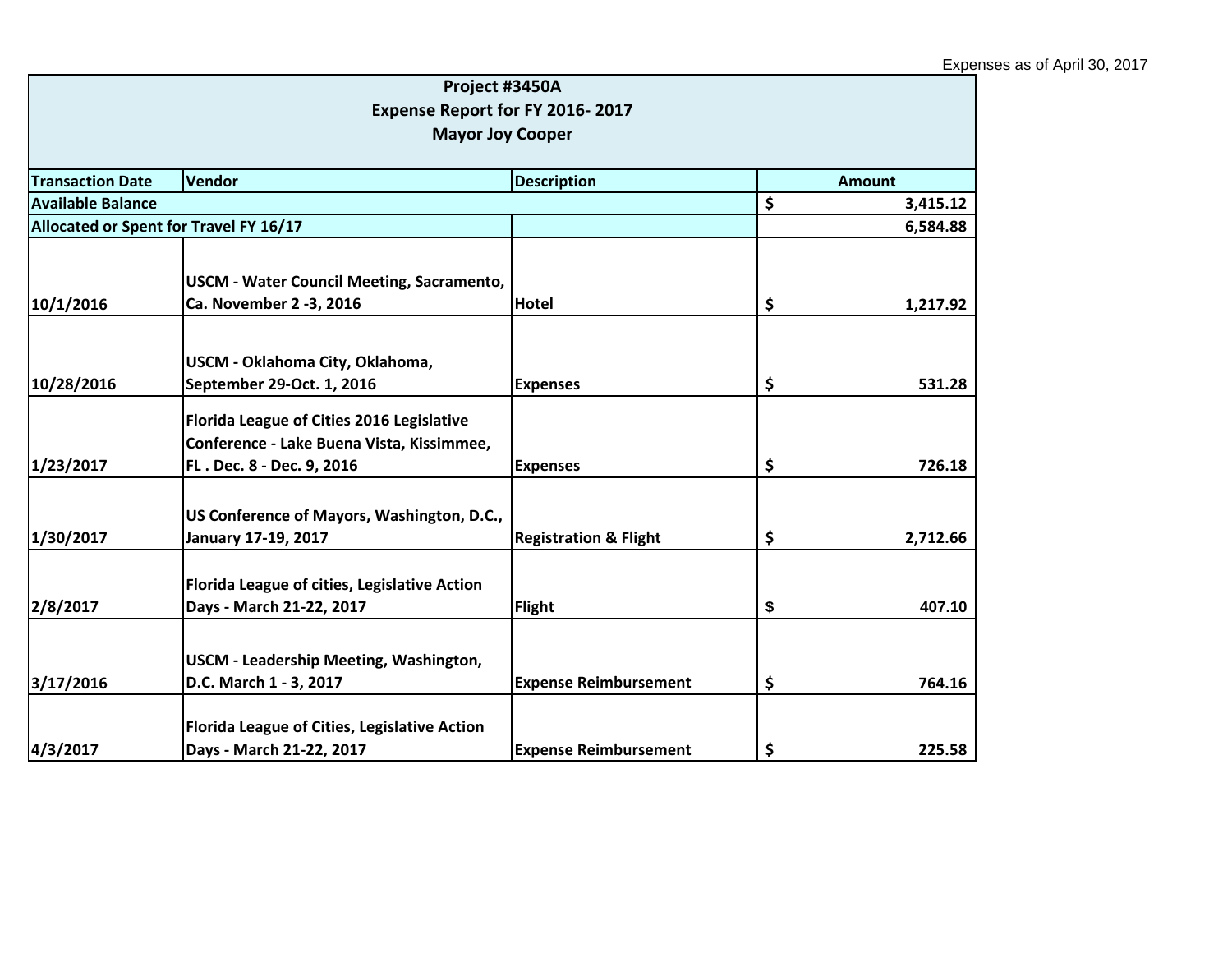Expenses as of April 30, 2017

| Project #3450A<br>Expense Report for FY 2016- 2017<br>Mayor Joy Cooper | | | |
|---|---|---|---|
| **Transaction Date** | **Vendor** | **Description** | **Amount** |
| **Available Balance** | | | **$ 3,415.12** |
| **Allocated or Spent for Travel FY 16/17** | | | **6,584.88** |
| **10/1/2016** | **USCM - Water Council Meeting, Sacramento, Ca. November 2 -3, 2016** | **Hotel** | **$ 1,217.92** |
| **10/28/2016** | **USCM - Oklahoma City, Oklahoma, September 29-Oct. 1, 2016** | **Expenses** | **$ 531.28** |
| **1/23/2017** | **Florida League of Cities 2016 Legislative Conference - Lake Buena Vista, Kissimmee, FL . Dec. 8 - Dec. 9, 2016** | **Expenses** | **$ 726.18** |
| **1/30/2017** | **US Conference of Mayors, Washington, D.C., January 17-19, 2017** | **Registration & Flight** | **$ 2,712.66** |
| **2/8/2017** | **Florida League of cities, Legislative Action Days - March 21-22, 2017** | **Flight** | **$ 407.10** |
| **3/17/2016** | **USCM - Leadership Meeting, Washington, D.C. March 1 - 3, 2017** | **Expense Reimbursement** | **$ 764.16** |
| **4/3/2017** | **Florida League of Cities, Legislative Action Days - March 21-22, 2017** | **Expense Reimbursement** | **$ 225.58** |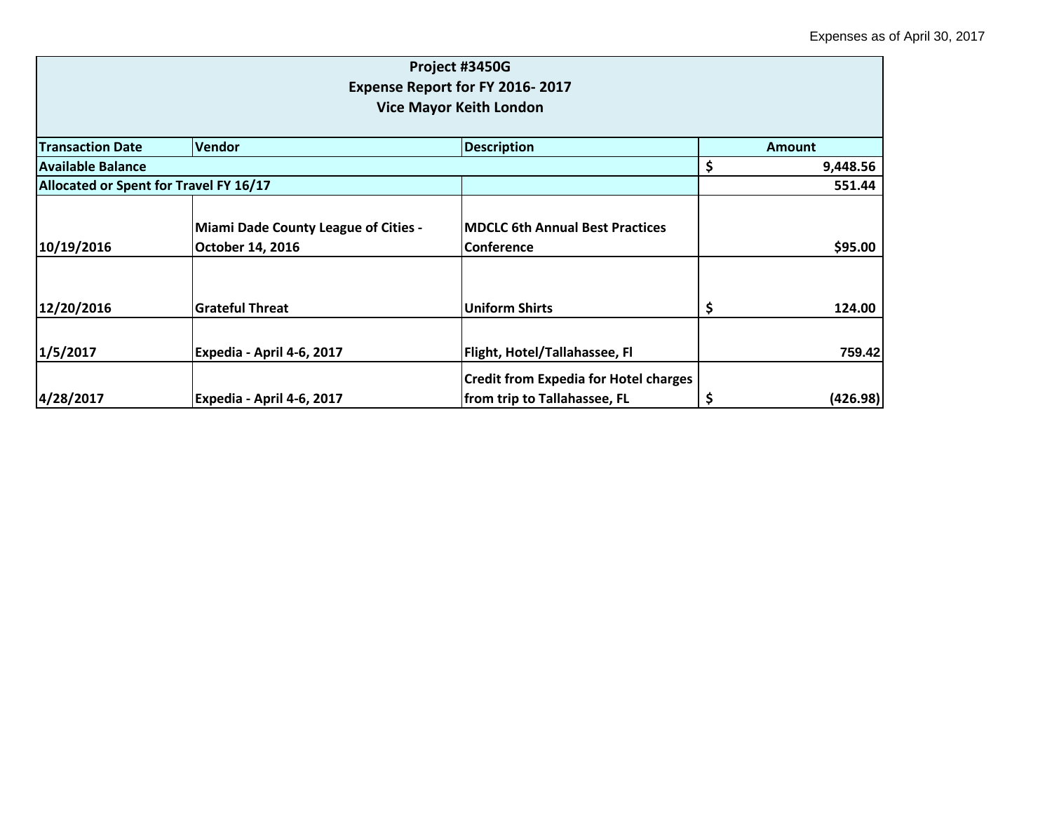Expenses as of April 30, 2017

| Project #3450G<br>Expense Report for FY 2016- 2017<br>Vice Mayor Keith London | | | |
|---|---|---|---|
| **Transaction Date** | **Vendor** | **Description** | **Amount** |
| **Available Balance** | | | **$ 9,448.56** |
| **Allocated or Spent for Travel FY 16/17** | | | **551.44** |
| **10/19/2016** | **Miami Dade County League of Cities - October 14, 2016** | **MDCLC 6th Annual Best Practices Conference** | **$95.00** |
| **12/20/2016** | **Grateful Threat** | **Uniform Shirts** | **$ 124.00** |
| **1/5/2017** | **Expedia - April 4-6, 2017** | **Flight, Hotel/Tallahassee, Fl** | **759.42** |
| **4/28/2017** | **Expedia - April 4-6, 2017** | **Credit from Expedia for Hotel charges from trip to Tallahassee, FL** | **$ (426.98)** |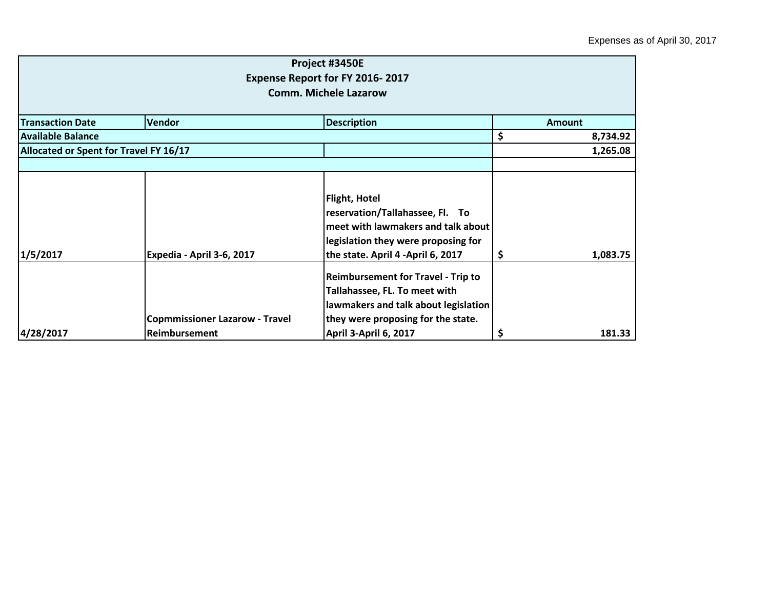Expenses as of April 30, 2017

| **Project #3450E<br>Expense Report for FY 2016- 2017<br>Comm. Michele Lazarow** | | | |
|---|---|---|---|
| **Transaction Date** | **Vendor** | **Description** | **Amount** |
| **Available Balance** | | | **$ 8,734.92** |
| **Allocated or Spent for Travel FY 16/17** | | | **1,265.08** |
| | | | |
| **1/5/2017** | **Expedia - April 3-6, 2017** | **Flight, Hotel reservation/Tallahassee, Fl. To meet with lawmakers and talk about legislation they were proposing for the state. April 4 -April 6, 2017** | **$ 1,083.75** |
| **4/28/2017** | **Copmmissioner Lazarow - Travel Reimbursement** | **Reimbursement for Travel - Trip to Tallahassee, FL. To meet with lawmakers and talk about legislation they were proposing for the state. April 3-April 6, 2017** | **$ 181.33** |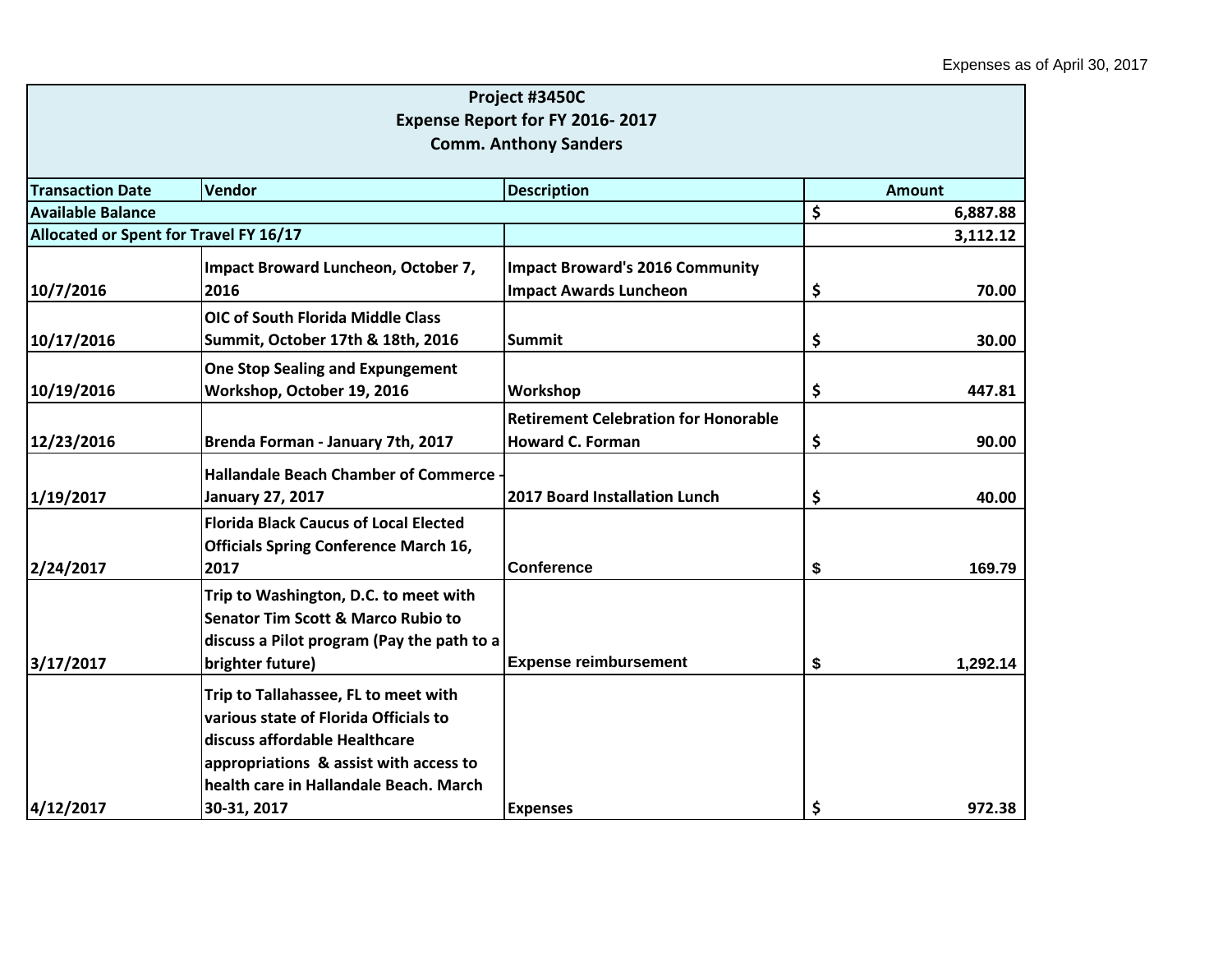Expenses as of April 30, 2017

| Project #3450C<br>Expense Report for FY 2016- 2017<br>Comm. Anthony Sanders | | | |
|---|---|---|---|
| **Transaction Date** | **Vendor** | **Description** | **Amount** |
| **Available Balance** | | | **$ 6,887.88** |
| **Allocated or Spent for Travel FY 16/17** | | | **3,112.12** |
| **10/7/2016** | **Impact Broward Luncheon, October 7, 2016** | **Impact Broward's 2016 Community Impact Awards Luncheon** | **$ 70.00** |
| **10/17/2016** | **OIC of South Florida Middle Class Summit, October 17th & 18th, 2016** | **Summit** | **$ 30.00** |
| **10/19/2016** | **One Stop Sealing and Expungement Workshop, October 19, 2016** | **Workshop** | **$ 447.81** |
| **12/23/2016** | **Brenda Forman - January 7th, 2017** | **Retirement Celebration for Honorable Howard C. Forman** | **$ 90.00** |
| **1/19/2017** | **Hallandale Beach Chamber of Commerce - January 27, 2017** | **2017 Board Installation Lunch** | **$ 40.00** |
| **2/24/2017** | **Florida Black Caucus of Local Elected Officials Spring Conference March 16, 2017** | **Conference** | **$ 169.79** |
| **3/17/2017** | **Trip to Washington, D.C. to meet with Senator Tim Scott & Marco Rubio to discuss a Pilot program (Pay the path to a brighter future)** | **Expense reimbursement** | **$ 1,292.14** |
| **4/12/2017** | **Trip to Tallahassee, FL to meet with various state of Florida Officials to discuss affordable Healthcare appropriations & assist with access to health care in Hallandale Beach. March 30-31, 2017** | **Expenses** | **$ 972.38** |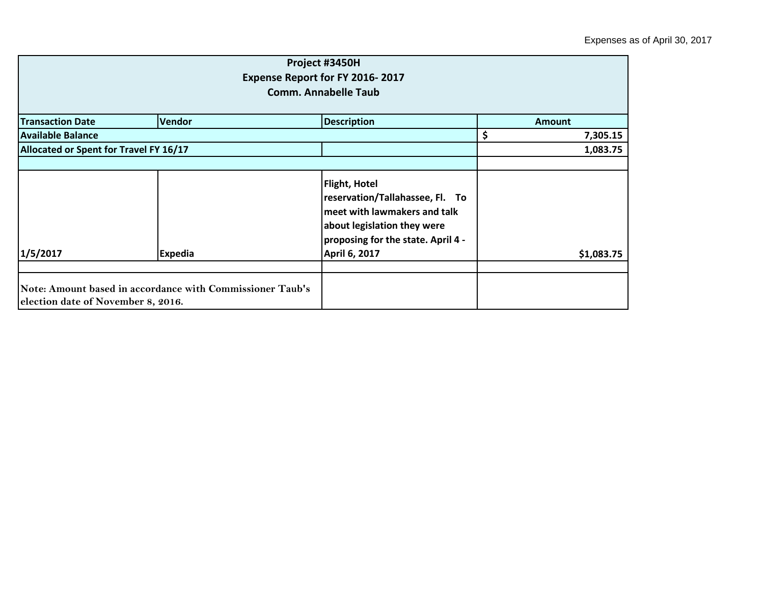Expenses as of April 30, 2017

| Project #3450H<br>Expense Report for FY 2016- 2017<br>Comm. Annabelle Taub | | | |
|---|---|---|---|
| **Transaction Date** | **Vendor** | **Description** | **Amount** |
| **Available Balance** | | | **$ 7,305.15** |
| **Allocated or Spent for Travel FY 16/17** | | | **1,083.75** |
| | | | |
| **1/5/2017** | **Expedia** | **Flight, Hotel reservation/Tallahassee, Fl. To meet with lawmakers and talk about legislation they were proposing for the state. April 4 - April 6, 2017** | **$1,083.75** |
| | | | |
| **Note: Amount based in accordance with Commissioner Taub's election date of November 8, 2016.** | | | |